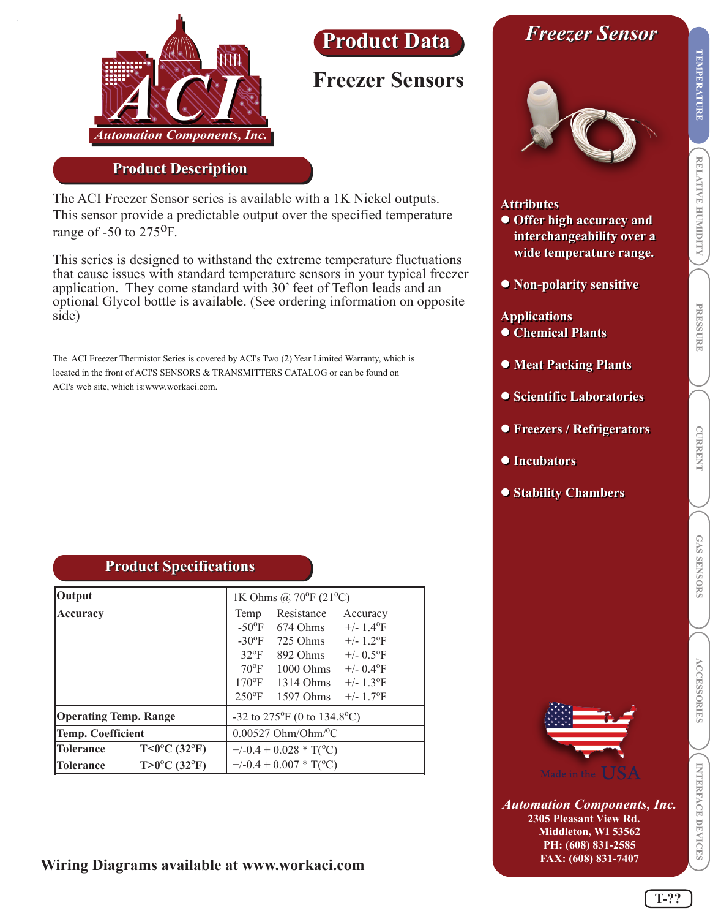# Product Data

# Freezer Sensors

## Product Description

The ACI Freezer Sensor series is available with a 1K Nickel outputs. This sensor provide a predictable output over the specified temperature range of -50 to 275°F.

This series is designed to withstand the extreme temperature fluctuations that cause issues with standard temperature sensors in your typical freezer application. They come standard with 30' feet of Teflon leads and an optional Glycol bottle is available. (See ordering information on opposite side)

The ACI Freezer Thermistor Series is covered by ACI's Two (2) Year Limited Warranty, which is located in the front of ACI'S SENSORS & TRANSMITTERS CATALOG or can be found on ACI's web site, which is:www.workaci.com.

## Product Specifications

| | |
|---|---|
| **Output** | 1K Ohms @ 70°F (21°C) |
| **Accuracy** | Temp / Resistance / Accuracy<br>-50°F / 674 Ohms / +/- 1.4°F<br>-30°F / 725 Ohms / +/- 1.2°F<br>32°F / 892 Ohms / +/- 0.5°F<br>70°F / 1000 Ohms / +/- 0.4°F<br>170°F / 1314 Ohms / +/- 1.3°F<br>250°F / 1597 Ohms / +/- 1.7°F |
| **Operating Temp. Range** | -32 to 275°F (0 to 134.8°C) |
| **Temp. Coefficient** | 0.00527 Ohm/Ohm/°C |
| **Tolerance** T<0°C (32°F) | +/-0.4 + 0.028 * T(°C) |
| **Tolerance** T>0°C (32°F) | +/-0.4 + 0.007 * T(°C) |

**Wiring Diagrams available at www.workaci.com**

## *Freezer Sensor*

**Attributes**

- **Offer high accuracy and interchangeability over a wide temperature range.**
- **Non-polarity sensitive**

**Applications**

- **Chemical Plants**
- **Meat Packing Plants**
- **Scientific Laboratories**
- **Freezers / Refrigerators**
- **Incubators**
- **Stability Chambers**

Made in the USA

***Automation Components, Inc.***
**2305 Pleasant View Rd.**
**Middleton, WI 53562**
**PH: (608) 831-2585**
**FAX: (608) 831-7407**

TEMPERATURE | RELATIVE HUMIDITY | PRESSURE | CURRENT | GAS SENSORS | ACCESSORIES | INTERFACE DEVICES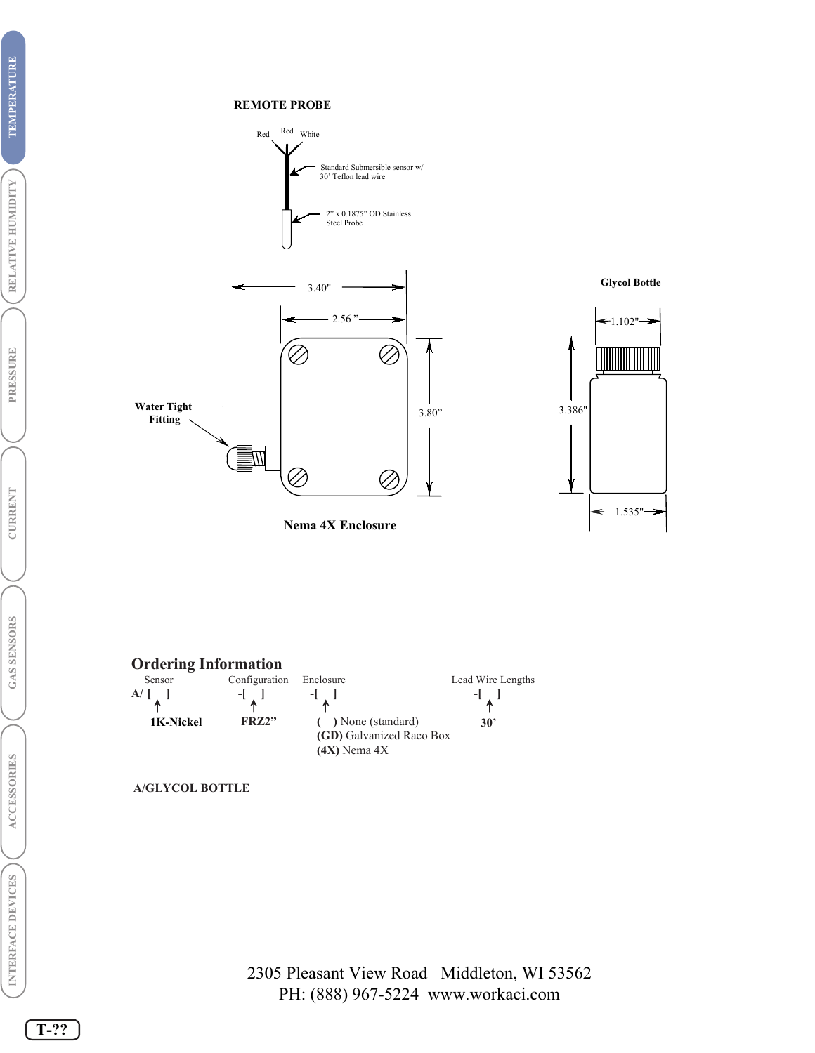**REMOTE PROBE**

Red Red White

Standard Submersible sensor w/ 30' Teflon lead wire

2" x 0.1875" OD Stainless Steel Probe

3.40"

2.56"

3.80"

Water Tight Fitting

**Nema 4X Enclosure**

**Glycol Bottle**

1.102"

3.386"

1.535"

## Ordering Information

| Sensor | Configuration | Enclosure | Lead Wire Lengths |
|---|---|---|---|
| A/ [ ] | -[ ] | -[ ] | -[ ] |
| **1K-Nickel** | **FRZ2"** | ( ) None (standard)<br>**(GD)** Galvanized Raco Box<br>**(4X)** Nema 4X | **30'** |

**A/GLYCOL BOTTLE**

2305 Pleasant View Road Middleton, WI 53562
PH: (888) 967-5224 www.workaci.com